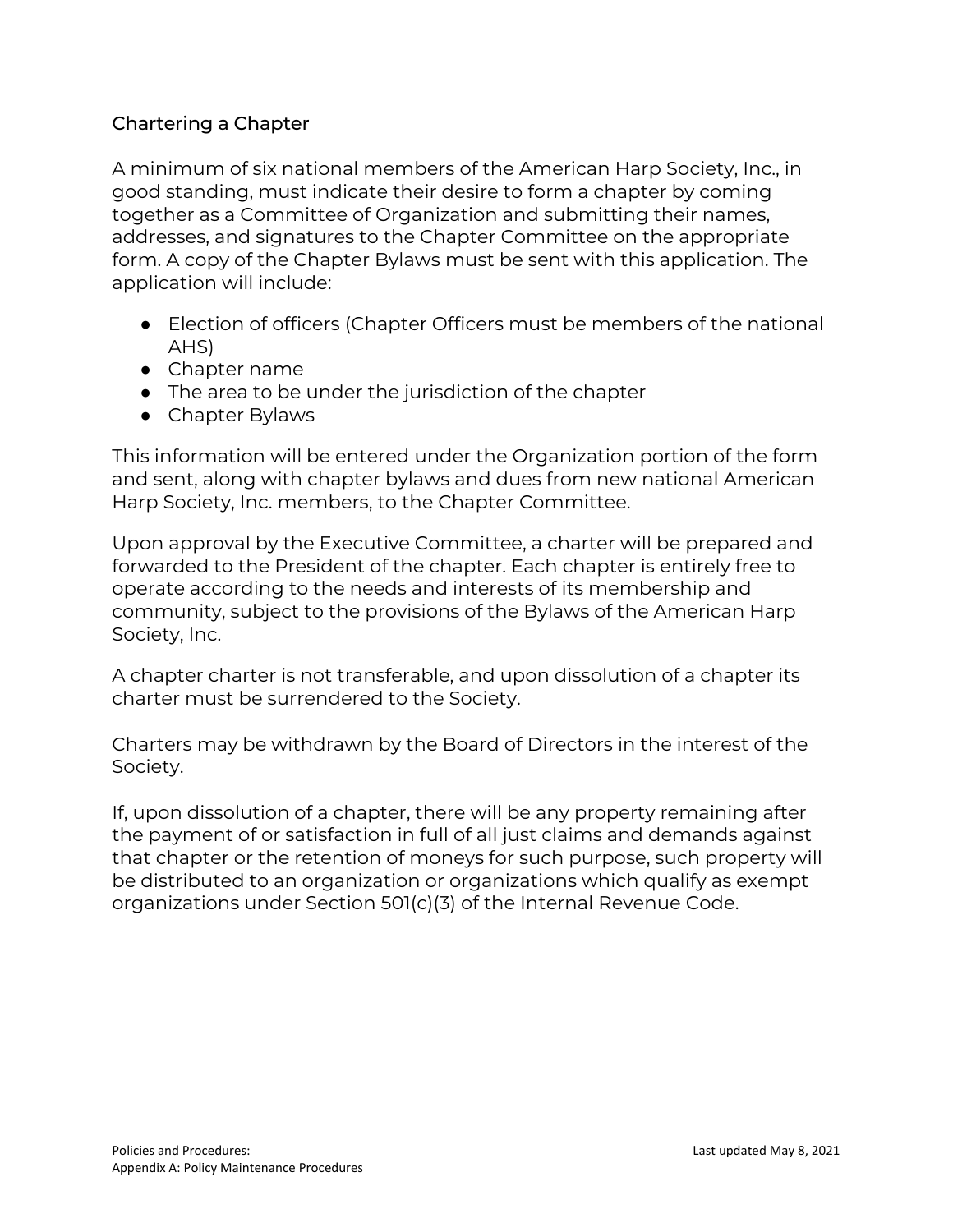## Chartering a Chapter

A minimum of six national members of the American Harp Society, Inc., in good standing, must indicate their desire to form a chapter by coming together as a Committee of Organization and submitting their names, addresses, and signatures to the Chapter Committee on the appropriate form. A copy of the Chapter Bylaws must be sent with this application. The application will include:

- Election of officers (Chapter Officers must be members of the national AHS)
- Chapter name
- The area to be under the jurisdiction of the chapter
- Chapter Bylaws

This information will be entered under the Organization portion of the form and sent, along with chapter bylaws and dues from new national American Harp Society, Inc. members, to the Chapter Committee.

Upon approval by the Executive Committee, a charter will be prepared and forwarded to the President of the chapter. Each chapter is entirely free to operate according to the needs and interests of its membership and community, subject to the provisions of the Bylaws of the American Harp Society, Inc.

A chapter charter is not transferable, and upon dissolution of a chapter its charter must be surrendered to the Society.

Charters may be withdrawn by the Board of Directors in the interest of the Society.

If, upon dissolution of a chapter, there will be any property remaining after the payment of or satisfaction in full of all just claims and demands against that chapter or the retention of moneys for such purpose, such property will be distributed to an organization or organizations which qualify as exempt organizations under Section 501(c)(3) of the Internal Revenue Code.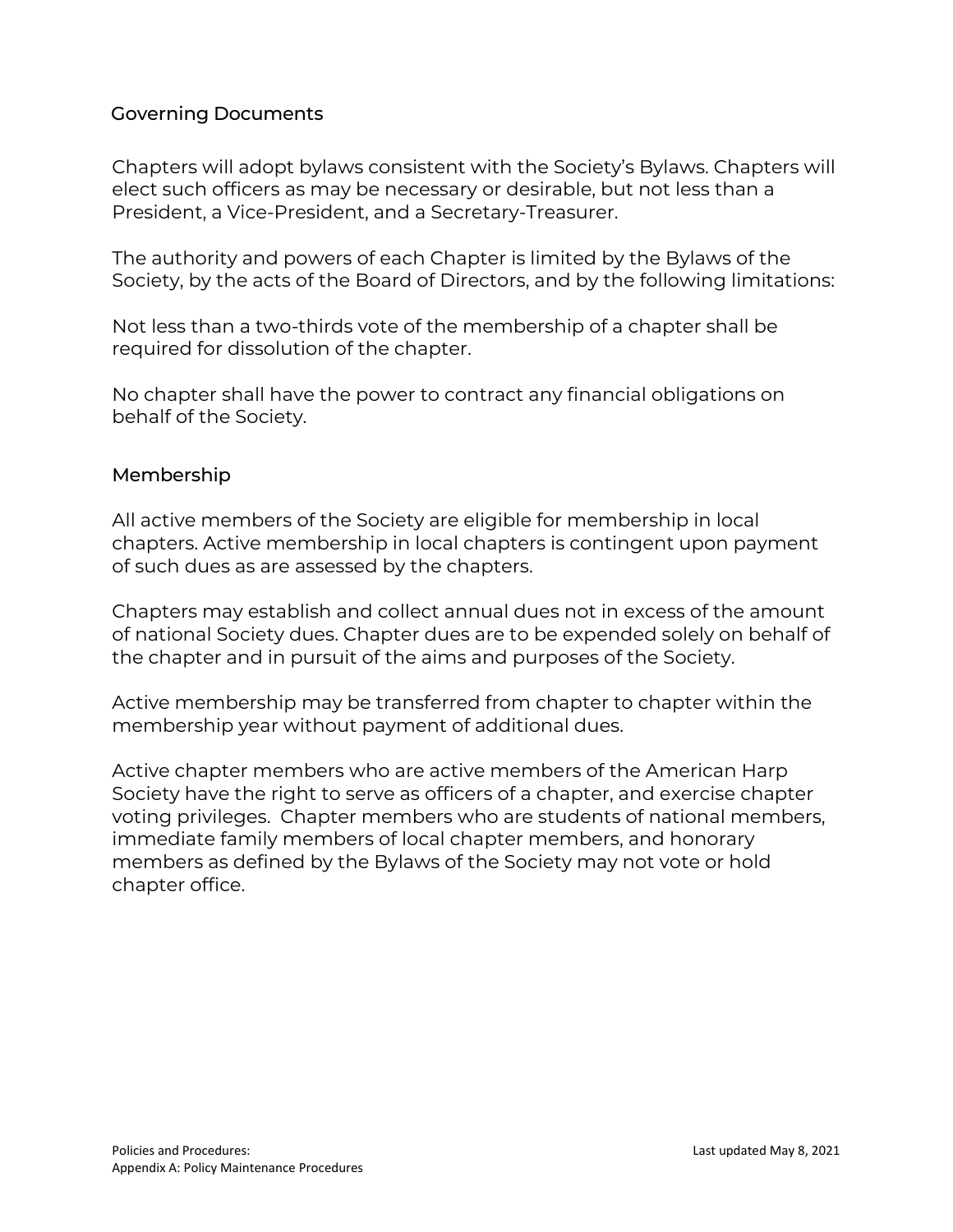## Governing Documents

Chapters will adopt bylaws consistent with the Society's Bylaws. Chapters will elect such officers as may be necessary or desirable, but not less than a President, a Vice-President, and a Secretary-Treasurer.

The authority and powers of each Chapter is limited by the Bylaws of the Society, by the acts of the Board of Directors, and by the following limitations:

Not less than a two-thirds vote of the membership of a chapter shall be required for dissolution of the chapter.

No chapter shall have the power to contract any financial obligations on behalf of the Society.

## Membership

All active members of the Society are eligible for membership in local chapters. Active membership in local chapters is contingent upon payment of such dues as are assessed by the chapters.

Chapters may establish and collect annual dues not in excess of the amount of national Society dues. Chapter dues are to be expended solely on behalf of the chapter and in pursuit of the aims and purposes of the Society.

Active membership may be transferred from chapter to chapter within the membership year without payment of additional dues.

Active chapter members who are active members of the American Harp Society have the right to serve as officers of a chapter, and exercise chapter voting privileges. Chapter members who are students of national members, immediate family members of local chapter members, and honorary members as defined by the Bylaws of the Society may not vote or hold chapter office.